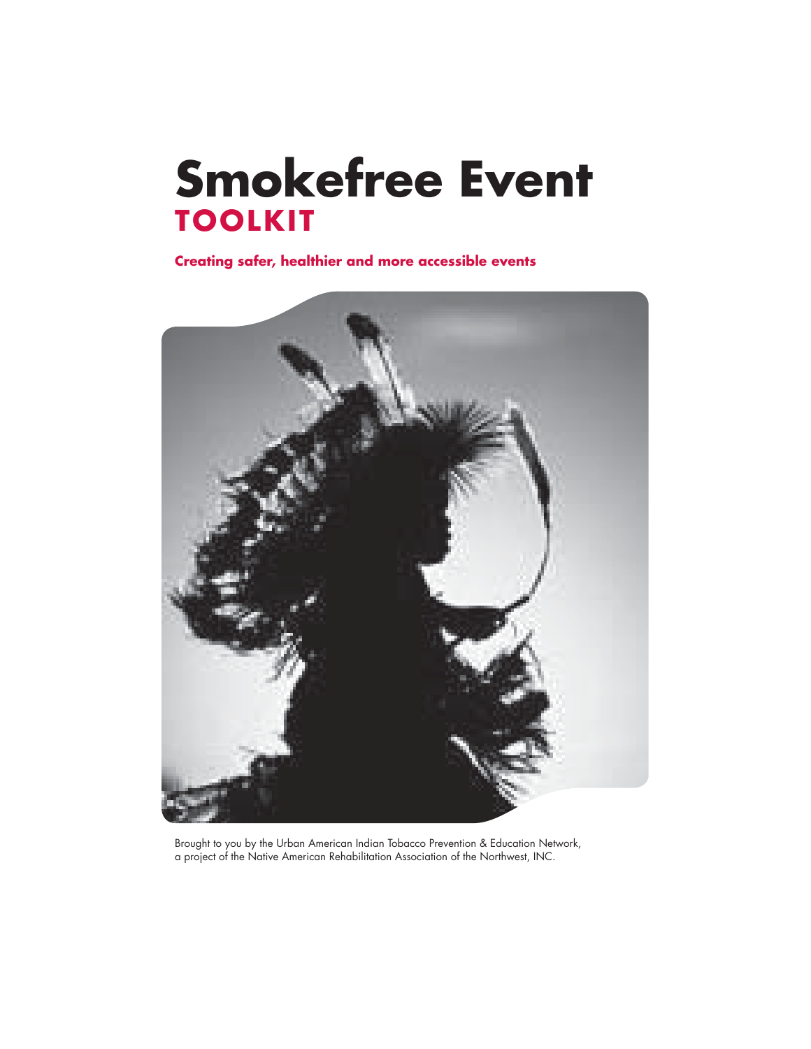# Smokefree Event

## TOOLKIT

**Creating safer, healthier and more accessible events**

Brought to you by the Urban American Indian Tobacco Prevention & Education Network, a project of the Native American Rehabilitation Association of the Northwest, INC.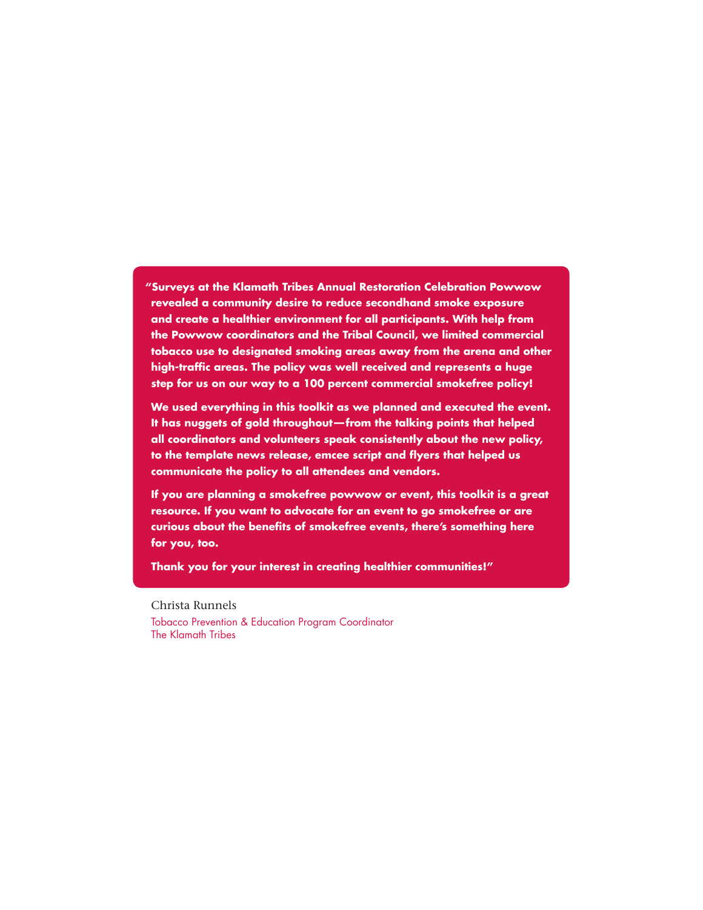**"Surveys at the Klamath Tribes Annual Restoration Celebration Powwow revealed a community desire to reduce secondhand smoke exposure and create a healthier environment for all participants. With help from the Powwow coordinators and the Tribal Council, we limited commercial tobacco use to designated smoking areas away from the arena and other high-traffic areas. The policy was well received and represents a huge step for us on our way to a 100 percent commercial smokefree policy!**

**We used everything in this toolkit as we planned and executed the event. It has nuggets of gold throughout—from the talking points that helped all coordinators and volunteers speak consistently about the new policy, to the template news release, emcee script and flyers that helped us communicate the policy to all attendees and vendors.**

**If you are planning a smokefree powwow or event, this toolkit is a great resource. If you want to advocate for an event to go smokefree or are curious about the benefits of smokefree events, there's something here for you, too.**

**Thank you for your interest in creating healthier communities!"**

Christa Runnels

Tobacco Prevention & Education Program Coordinator
The Klamath Tribes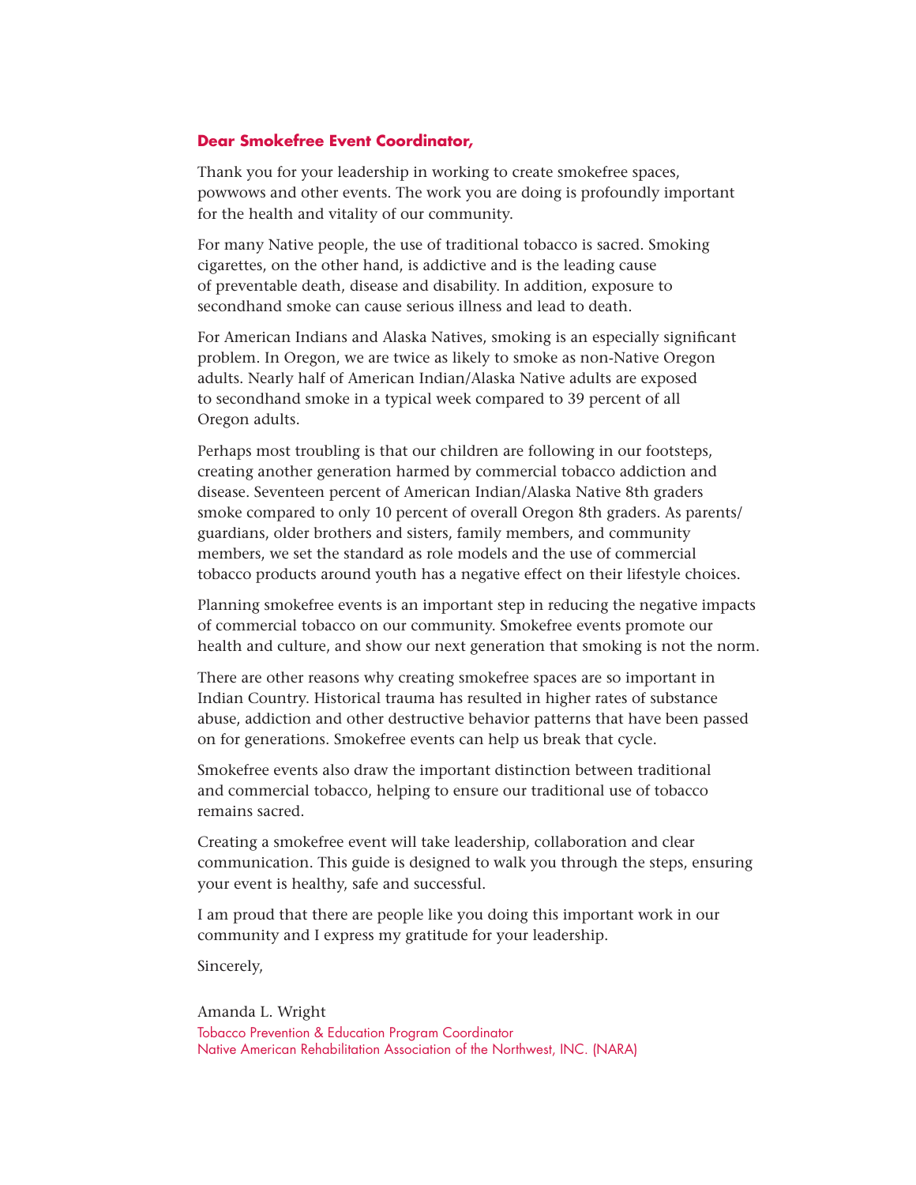**Dear Smokefree Event Coordinator,**

Thank you for your leadership in working to create smokefree spaces, powwows and other events. The work you are doing is profoundly important for the health and vitality of our community.

For many Native people, the use of traditional tobacco is sacred. Smoking cigarettes, on the other hand, is addictive and is the leading cause of preventable death, disease and disability. In addition, exposure to secondhand smoke can cause serious illness and lead to death.

For American Indians and Alaska Natives, smoking is an especially significant problem. In Oregon, we are twice as likely to smoke as non-Native Oregon adults. Nearly half of American Indian/Alaska Native adults are exposed to secondhand smoke in a typical week compared to 39 percent of all Oregon adults.

Perhaps most troubling is that our children are following in our footsteps, creating another generation harmed by commercial tobacco addiction and disease. Seventeen percent of American Indian/Alaska Native 8th graders smoke compared to only 10 percent of overall Oregon 8th graders. As parents/guardians, older brothers and sisters, family members, and community members, we set the standard as role models and the use of commercial tobacco products around youth has a negative effect on their lifestyle choices.

Planning smokefree events is an important step in reducing the negative impacts of commercial tobacco on our community. Smokefree events promote our health and culture, and show our next generation that smoking is not the norm.

There are other reasons why creating smokefree spaces are so important in Indian Country. Historical trauma has resulted in higher rates of substance abuse, addiction and other destructive behavior patterns that have been passed on for generations. Smokefree events can help us break that cycle.

Smokefree events also draw the important distinction between traditional and commercial tobacco, helping to ensure our traditional use of tobacco remains sacred.

Creating a smokefree event will take leadership, collaboration and clear communication. This guide is designed to walk you through the steps, ensuring your event is healthy, safe and successful.

I am proud that there are people like you doing this important work in our community and I express my gratitude for your leadership.

Sincerely,

Amanda L. Wright
Tobacco Prevention & Education Program Coordinator
Native American Rehabilitation Association of the Northwest, INC. (NARA)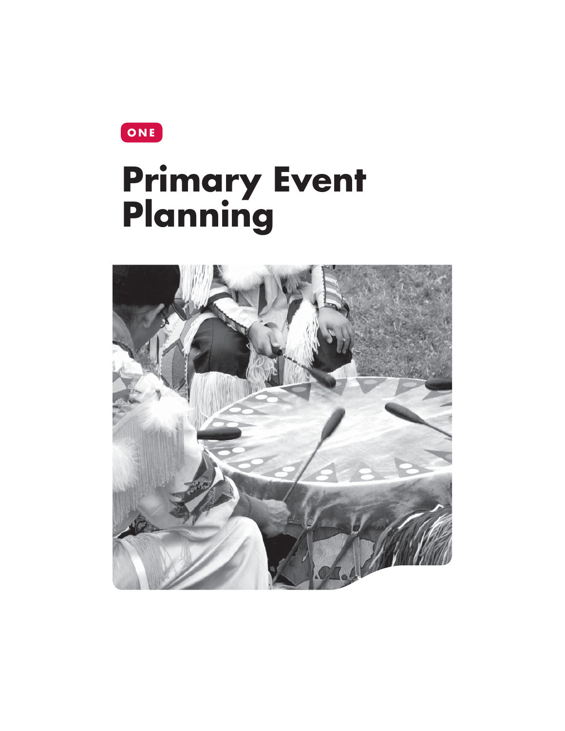ONE

# Primary Event Planning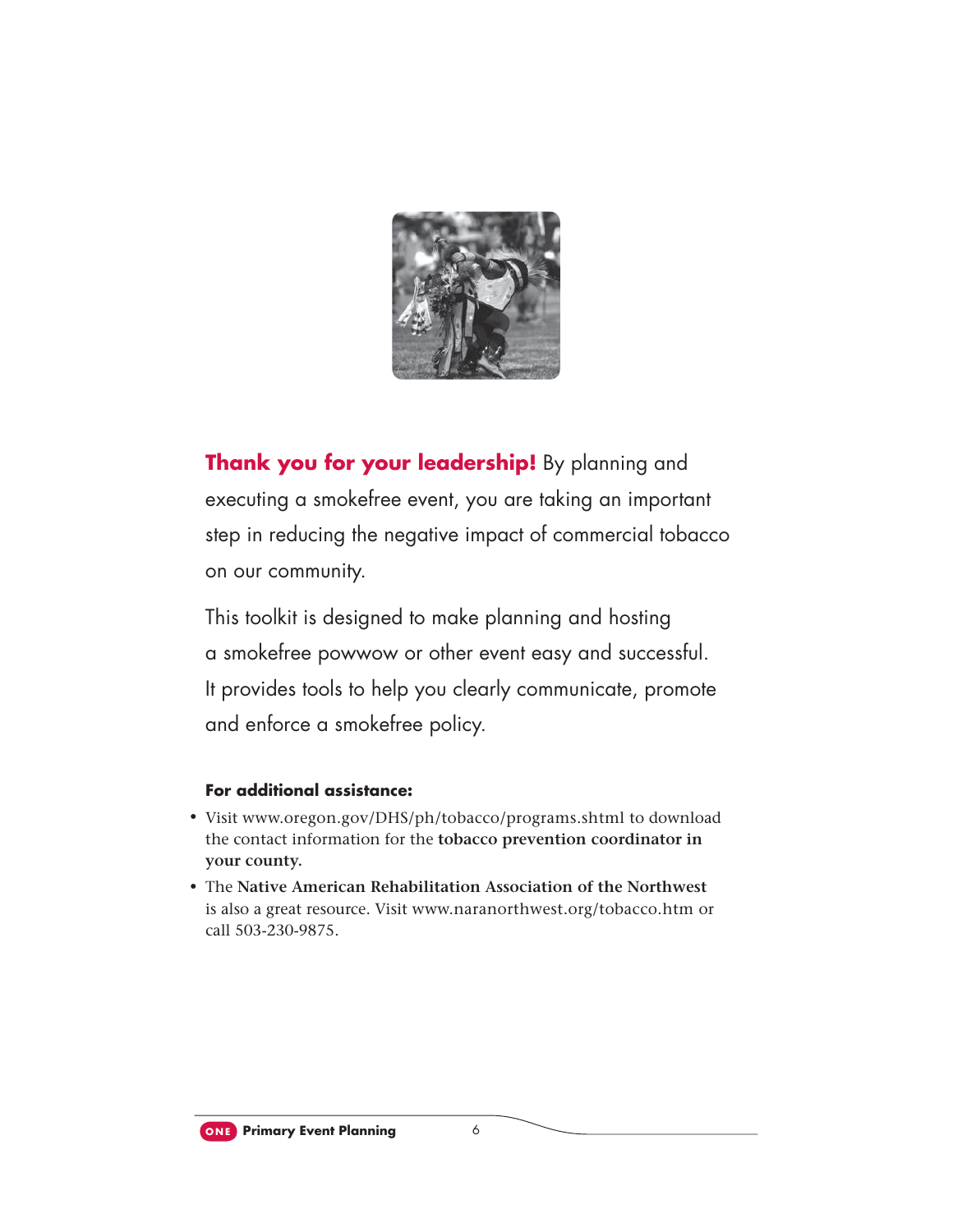**Thank you for your leadership!** By planning and executing a smokefree event, you are taking an important step in reducing the negative impact of commercial tobacco on our community.

This toolkit is designed to make planning and hosting a smokefree powwow or other event easy and successful. It provides tools to help you clearly communicate, promote and enforce a smokefree policy.

**For additional assistance:**

- Visit www.oregon.gov/DHS/ph/tobacco/programs.shtml to download the contact information for the **tobacco prevention coordinator in your county.**
- The **Native American Rehabilitation Association of the Northwest** is also a great resource. Visit www.naranorthwest.org/tobacco.htm or call 503-230-9875.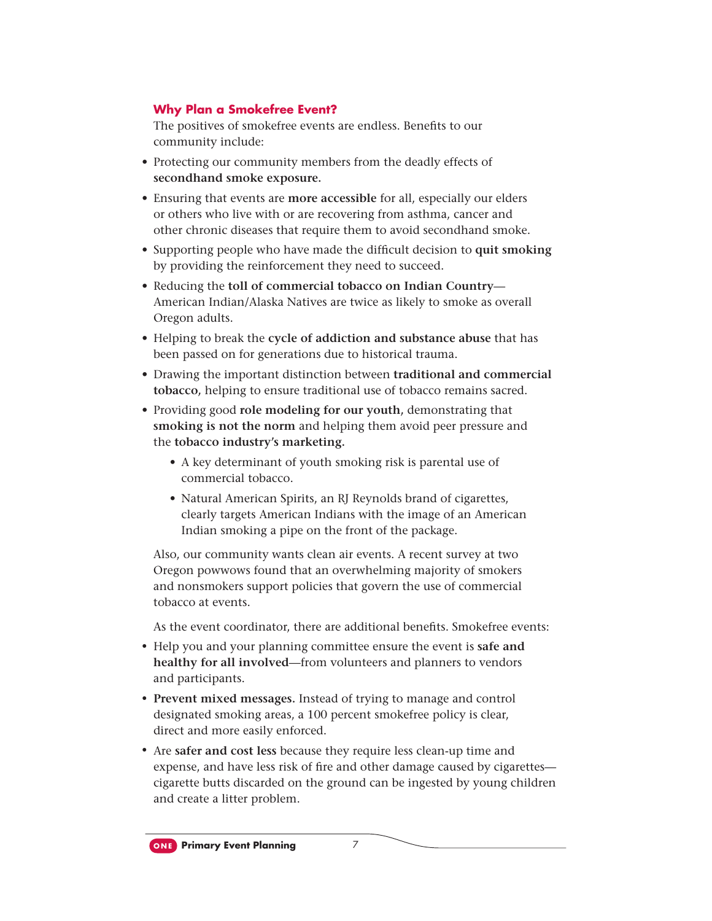## Why Plan a Smokefree Event?

The positives of smokefree events are endless. Benefits to our community include:

- Protecting our community members from the deadly effects of **secondhand smoke exposure.**
- Ensuring that events are **more accessible** for all, especially our elders or others who live with or are recovering from asthma, cancer and other chronic diseases that require them to avoid secondhand smoke.
- Supporting people who have made the difficult decision to **quit smoking** by providing the reinforcement they need to succeed.
- Reducing the **toll of commercial tobacco on Indian Country**—American Indian/Alaska Natives are twice as likely to smoke as overall Oregon adults.
- Helping to break the **cycle of addiction and substance abuse** that has been passed on for generations due to historical trauma.
- Drawing the important distinction between **traditional and commercial tobacco,** helping to ensure traditional use of tobacco remains sacred.
- Providing good **role modeling for our youth**, demonstrating that **smoking is not the norm** and helping them avoid peer pressure and the **tobacco industry's marketing.**
    - A key determinant of youth smoking risk is parental use of commercial tobacco.
    - Natural American Spirits, an RJ Reynolds brand of cigarettes, clearly targets American Indians with the image of an American Indian smoking a pipe on the front of the package.

Also, our community wants clean air events. A recent survey at two Oregon powwows found that an overwhelming majority of smokers and nonsmokers support policies that govern the use of commercial tobacco at events.

As the event coordinator, there are additional benefits. Smokefree events:

- Help you and your planning committee ensure the event is **safe and healthy for all involved**—from volunteers and planners to vendors and participants.
- **Prevent mixed messages.** Instead of trying to manage and control designated smoking areas, a 100 percent smokefree policy is clear, direct and more easily enforced.
- Are **safer and cost less** because they require less clean-up time and expense, and have less risk of fire and other damage caused by cigarettes—cigarette butts discarded on the ground can be ingested by young children and create a litter problem.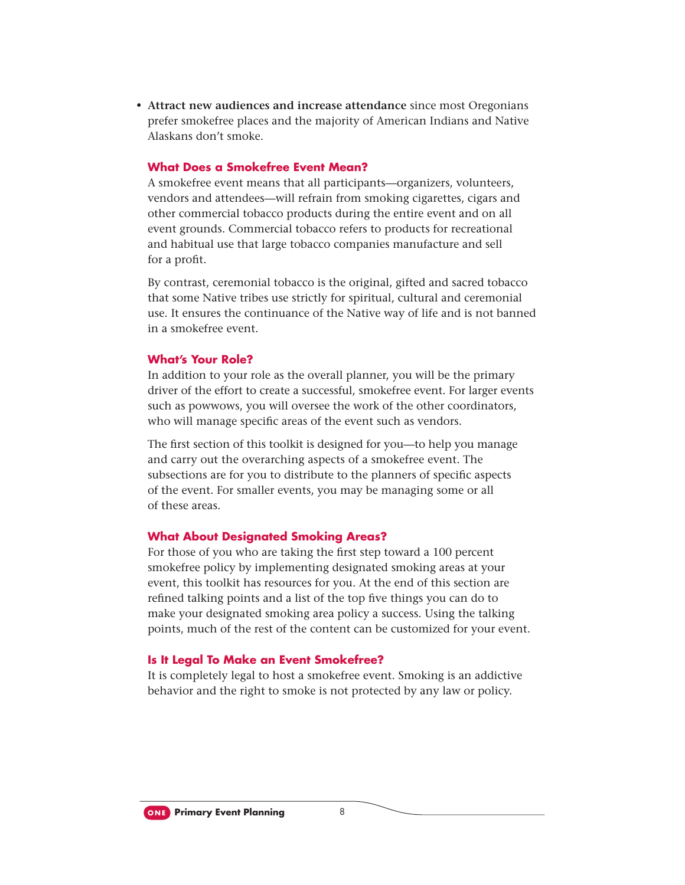- **Attract new audiences and increase attendance** since most Oregonians prefer smokefree places and the majority of American Indians and Native Alaskans don't smoke.

### What Does a Smokefree Event Mean?

A smokefree event means that all participants—organizers, volunteers, vendors and attendees—will refrain from smoking cigarettes, cigars and other commercial tobacco products during the entire event and on all event grounds. Commercial tobacco refers to products for recreational and habitual use that large tobacco companies manufacture and sell for a profit.

By contrast, ceremonial tobacco is the original, gifted and sacred tobacco that some Native tribes use strictly for spiritual, cultural and ceremonial use. It ensures the continuance of the Native way of life and is not banned in a smokefree event.

### What's Your Role?

In addition to your role as the overall planner, you will be the primary driver of the effort to create a successful, smokefree event. For larger events such as powwows, you will oversee the work of the other coordinators, who will manage specific areas of the event such as vendors.

The first section of this toolkit is designed for you—to help you manage and carry out the overarching aspects of a smokefree event. The subsections are for you to distribute to the planners of specific aspects of the event. For smaller events, you may be managing some or all of these areas.

### What About Designated Smoking Areas?

For those of you who are taking the first step toward a 100 percent smokefree policy by implementing designated smoking areas at your event, this toolkit has resources for you. At the end of this section are refined talking points and a list of the top five things you can do to make your designated smoking area policy a success. Using the talking points, much of the rest of the content can be customized for your event.

### Is It Legal To Make an Event Smokefree?

It is completely legal to host a smokefree event. Smoking is an addictive behavior and the right to smoke is not protected by any law or policy.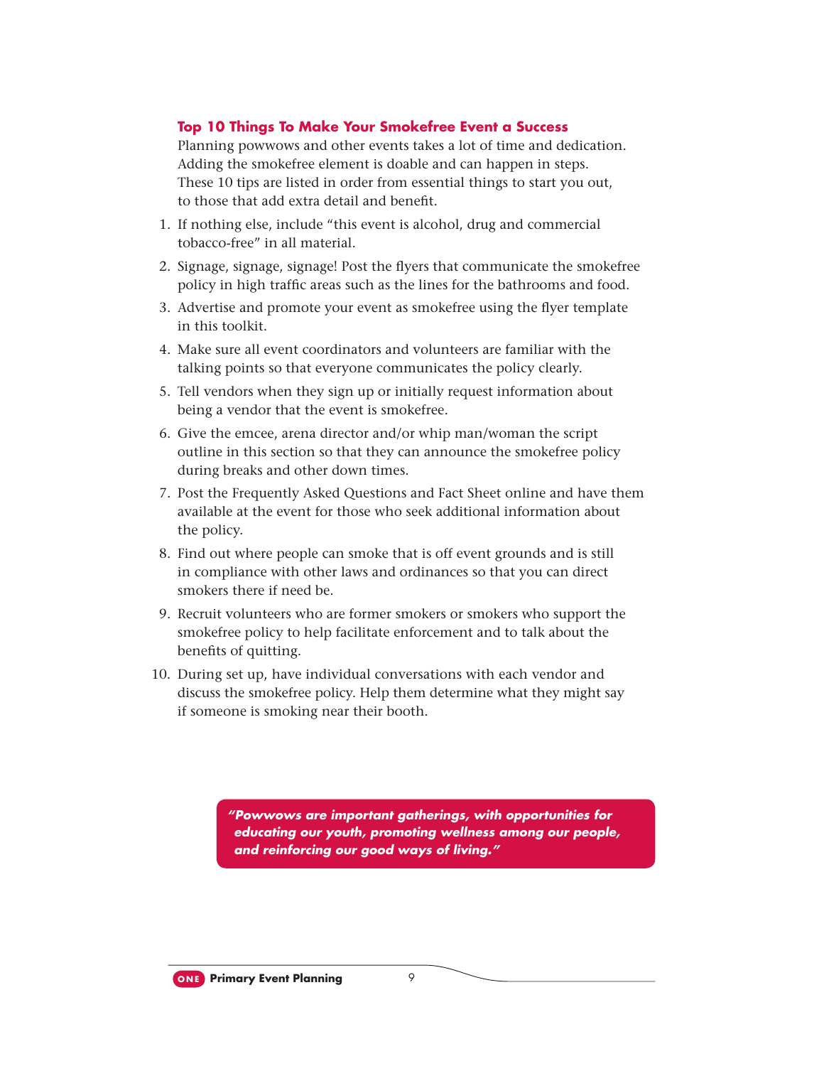## Top 10 Things To Make Your Smokefree Event a Success

Planning powwows and other events takes a lot of time and dedication. Adding the smokefree element is doable and can happen in steps. These 10 tips are listed in order from essential things to start you out, to those that add extra detail and benefit.

1. If nothing else, include "this event is alcohol, drug and commercial tobacco-free" in all material.
2. Signage, signage, signage! Post the flyers that communicate the smokefree policy in high traffic areas such as the lines for the bathrooms and food.
3. Advertise and promote your event as smokefree using the flyer template in this toolkit.
4. Make sure all event coordinators and volunteers are familiar with the talking points so that everyone communicates the policy clearly.
5. Tell vendors when they sign up or initially request information about being a vendor that the event is smokefree.
6. Give the emcee, arena director and/or whip man/woman the script outline in this section so that they can announce the smokefree policy during breaks and other down times.
7. Post the Frequently Asked Questions and Fact Sheet online and have them available at the event for those who seek additional information about the policy.
8. Find out where people can smoke that is off event grounds and is still in compliance with other laws and ordinances so that you can direct smokers there if need be.
9. Recruit volunteers who are former smokers or smokers who support the smokefree policy to help facilitate enforcement and to talk about the benefits of quitting.
10. During set up, have individual conversations with each vendor and discuss the smokefree policy. Help them determine what they might say if someone is smoking near their booth.

> ***"Powwows are important gatherings, with opportunities for educating our youth, promoting wellness among our people, and reinforcing our good ways of living."***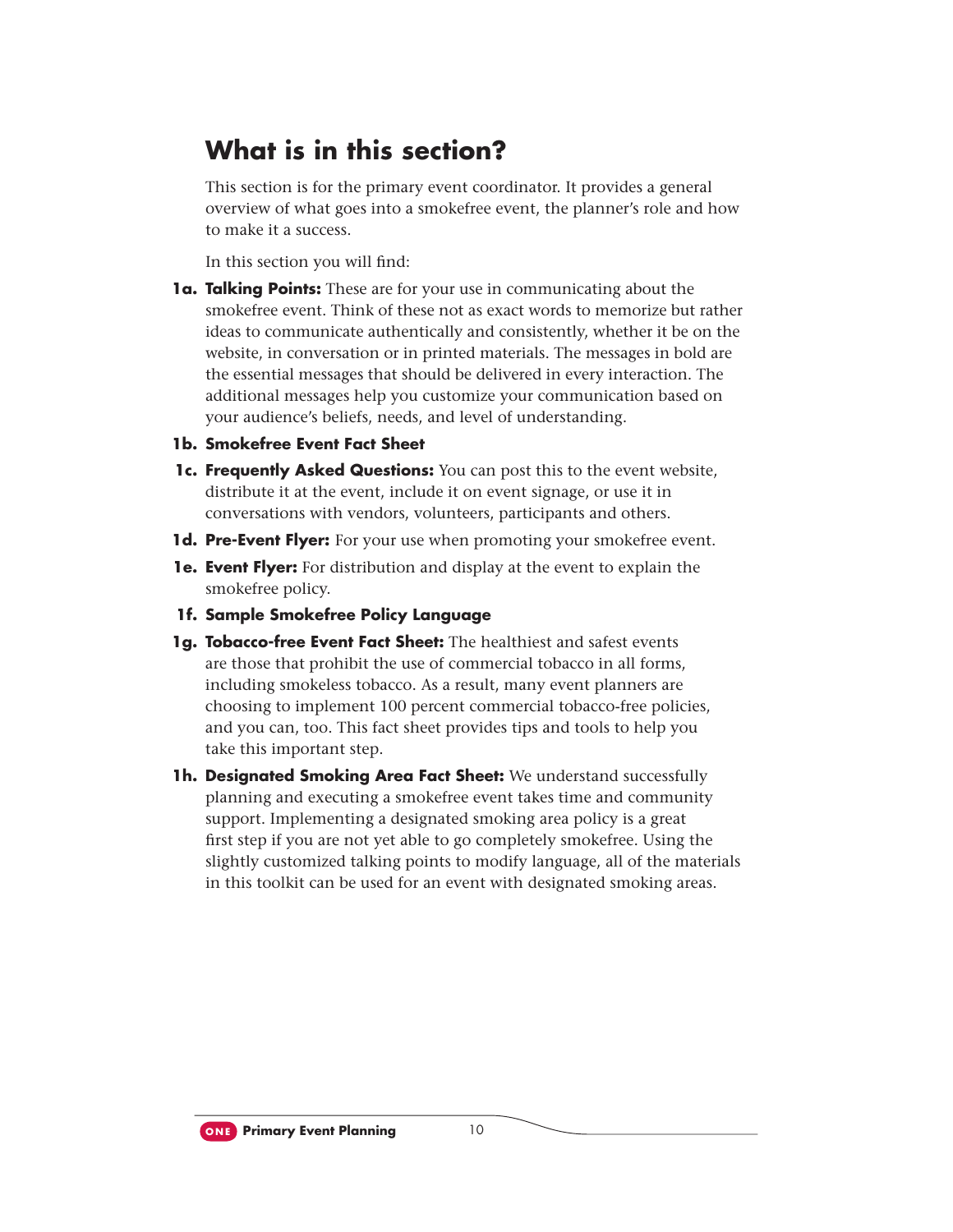## What is in this section?

This section is for the primary event coordinator. It provides a general overview of what goes into a smokefree event, the planner's role and how to make it a success.

In this section you will find:

**1a. Talking Points:** These are for your use in communicating about the smokefree event. Think of these not as exact words to memorize but rather ideas to communicate authentically and consistently, whether it be on the website, in conversation or in printed materials. The messages in bold are the essential messages that should be delivered in every interaction. The additional messages help you customize your communication based on your audience's beliefs, needs, and level of understanding.

**1b. Smokefree Event Fact Sheet**

**1c. Frequently Asked Questions:** You can post this to the event website, distribute it at the event, include it on event signage, or use it in conversations with vendors, volunteers, participants and others.

**1d. Pre-Event Flyer:** For your use when promoting your smokefree event.

**1e. Event Flyer:** For distribution and display at the event to explain the smokefree policy.

**1f. Sample Smokefree Policy Language**

**1g. Tobacco-free Event Fact Sheet:** The healthiest and safest events are those that prohibit the use of commercial tobacco in all forms, including smokeless tobacco. As a result, many event planners are choosing to implement 100 percent commercial tobacco-free policies, and you can, too. This fact sheet provides tips and tools to help you take this important step.

**1h. Designated Smoking Area Fact Sheet:** We understand successfully planning and executing a smokefree event takes time and community support. Implementing a designated smoking area policy is a great first step if you are not yet able to go completely smokefree. Using the slightly customized talking points to modify language, all of the materials in this toolkit can be used for an event with designated smoking areas.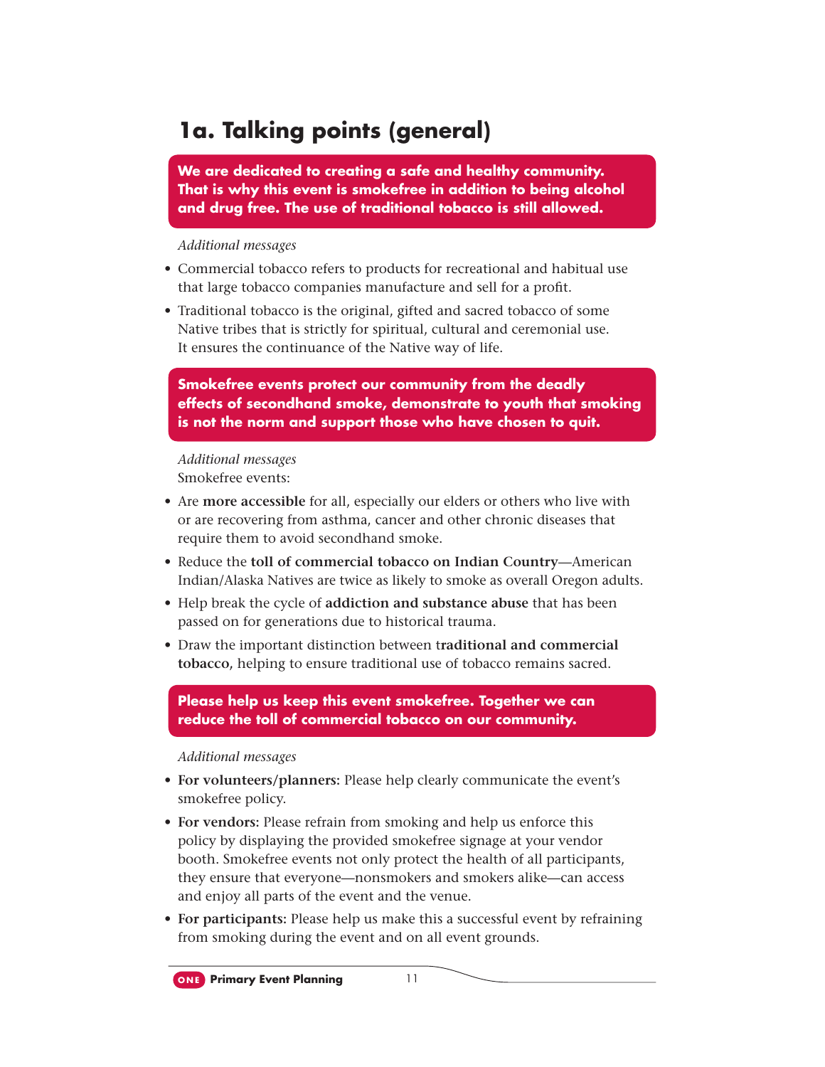# 1a. Talking points (general)

**We are dedicated to creating a safe and healthy community. That is why this event is smokefree in addition to being alcohol and drug free. The use of traditional tobacco is still allowed.**

*Additional messages*

- Commercial tobacco refers to products for recreational and habitual use that large tobacco companies manufacture and sell for a profit.
- Traditional tobacco is the original, gifted and sacred tobacco of some Native tribes that is strictly for spiritual, cultural and ceremonial use. It ensures the continuance of the Native way of life.

**Smokefree events protect our community from the deadly effects of secondhand smoke, demonstrate to youth that smoking is not the norm and support those who have chosen to quit.**

*Additional messages*

Smokefree events:

- Are **more accessible** for all, especially our elders or others who live with or are recovering from asthma, cancer and other chronic diseases that require them to avoid secondhand smoke.
- Reduce the **toll of commercial tobacco on Indian Country**—American Indian/Alaska Natives are twice as likely to smoke as overall Oregon adults.
- Help break the cycle of **addiction and substance abuse** that has been passed on for generations due to historical trauma.
- Draw the important distinction between t**raditional and commercial tobacco,** helping to ensure traditional use of tobacco remains sacred.

**Please help us keep this event smokefree. Together we can reduce the toll of commercial tobacco on our community.**

*Additional messages*

- **For volunteers/planners:** Please help clearly communicate the event's smokefree policy.
- **For vendors:** Please refrain from smoking and help us enforce this policy by displaying the provided smokefree signage at your vendor booth. Smokefree events not only protect the health of all participants, they ensure that everyone—nonsmokers and smokers alike—can access and enjoy all parts of the event and the venue.
- **For participants:** Please help us make this a successful event by refraining from smoking during the event and on all event grounds.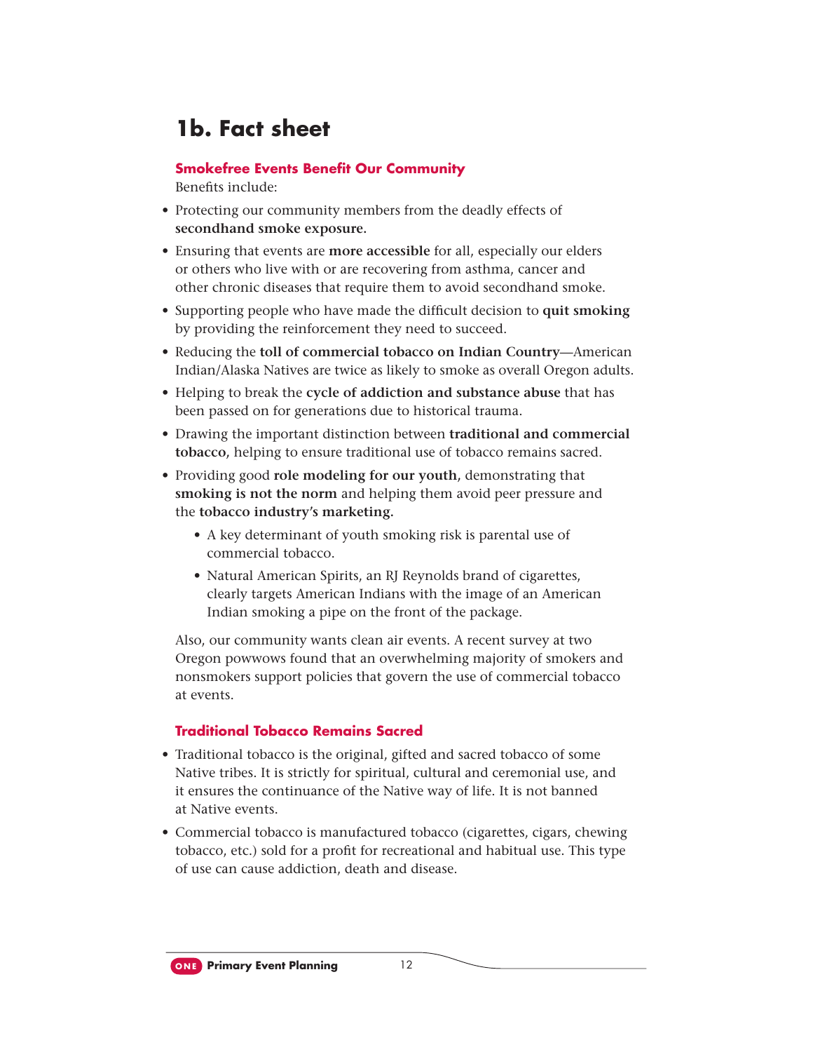# 1b. Fact sheet

## Smokefree Events Benefit Our Community

Benefits include:

- Protecting our community members from the deadly effects of **secondhand smoke exposure.**
- Ensuring that events are **more accessible** for all, especially our elders or others who live with or are recovering from asthma, cancer and other chronic diseases that require them to avoid secondhand smoke.
- Supporting people who have made the difficult decision to **quit smoking** by providing the reinforcement they need to succeed.
- Reducing the **toll of commercial tobacco on Indian Country**—American Indian/Alaska Natives are twice as likely to smoke as overall Oregon adults.
- Helping to break the **cycle of addiction and substance abuse** that has been passed on for generations due to historical trauma.
- Drawing the important distinction between **traditional and commercial tobacco,** helping to ensure traditional use of tobacco remains sacred.
- Providing good **role modeling for our youth**, demonstrating that **smoking is not the norm** and helping them avoid peer pressure and the **tobacco industry's marketing.**
  - A key determinant of youth smoking risk is parental use of commercial tobacco.
  - Natural American Spirits, an RJ Reynolds brand of cigarettes, clearly targets American Indians with the image of an American Indian smoking a pipe on the front of the package.

Also, our community wants clean air events. A recent survey at two Oregon powwows found that an overwhelming majority of smokers and nonsmokers support policies that govern the use of commercial tobacco at events.

## Traditional Tobacco Remains Sacred

- Traditional tobacco is the original, gifted and sacred tobacco of some Native tribes. It is strictly for spiritual, cultural and ceremonial use, and it ensures the continuance of the Native way of life. It is not banned at Native events.
- Commercial tobacco is manufactured tobacco (cigarettes, cigars, chewing tobacco, etc.) sold for a profit for recreational and habitual use. This type of use can cause addiction, death and disease.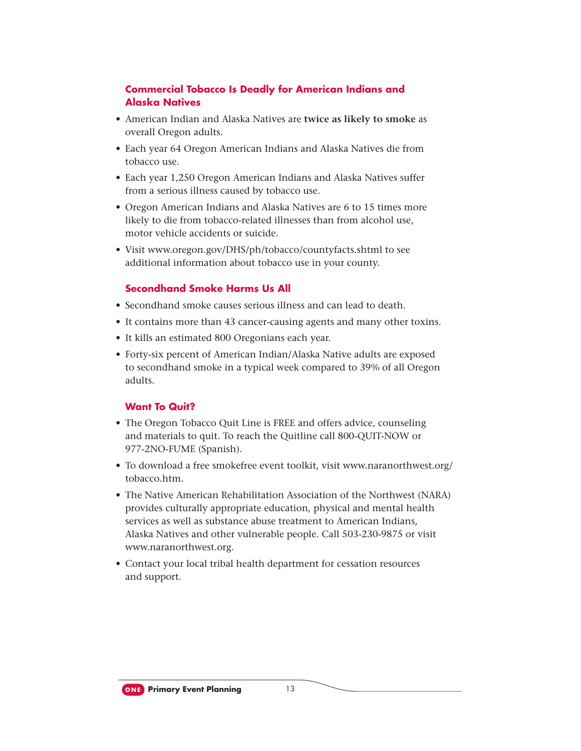## Commercial Tobacco Is Deadly for American Indians and Alaska Natives

- American Indian and Alaska Natives are **twice as likely to smoke** as overall Oregon adults.
- Each year 64 Oregon American Indians and Alaska Natives die from tobacco use.
- Each year 1,250 Oregon American Indians and Alaska Natives suffer from a serious illness caused by tobacco use.
- Oregon American Indians and Alaska Natives are 6 to 15 times more likely to die from tobacco-related illnesses than from alcohol use, motor vehicle accidents or suicide.
- Visit www.oregon.gov/DHS/ph/tobacco/countyfacts.shtml to see additional information about tobacco use in your county.

## Secondhand Smoke Harms Us All

- Secondhand smoke causes serious illness and can lead to death.
- It contains more than 43 cancer-causing agents and many other toxins.
- It kills an estimated 800 Oregonians each year.
- Forty-six percent of American Indian/Alaska Native adults are exposed to secondhand smoke in a typical week compared to 39% of all Oregon adults.

## Want To Quit?

- The Oregon Tobacco Quit Line is FREE and offers advice, counseling and materials to quit. To reach the Quitline call 800-QUIT-NOW or 977-2NO-FUME (Spanish).
- To download a free smokefree event toolkit, visit www.naranorthwest.org/tobacco.htm.
- The Native American Rehabilitation Association of the Northwest (NARA) provides culturally appropriate education, physical and mental health services as well as substance abuse treatment to American Indians, Alaska Natives and other vulnerable people. Call 503-230-9875 or visit www.naranorthwest.org.
- Contact your local tribal health department for cessation resources and support.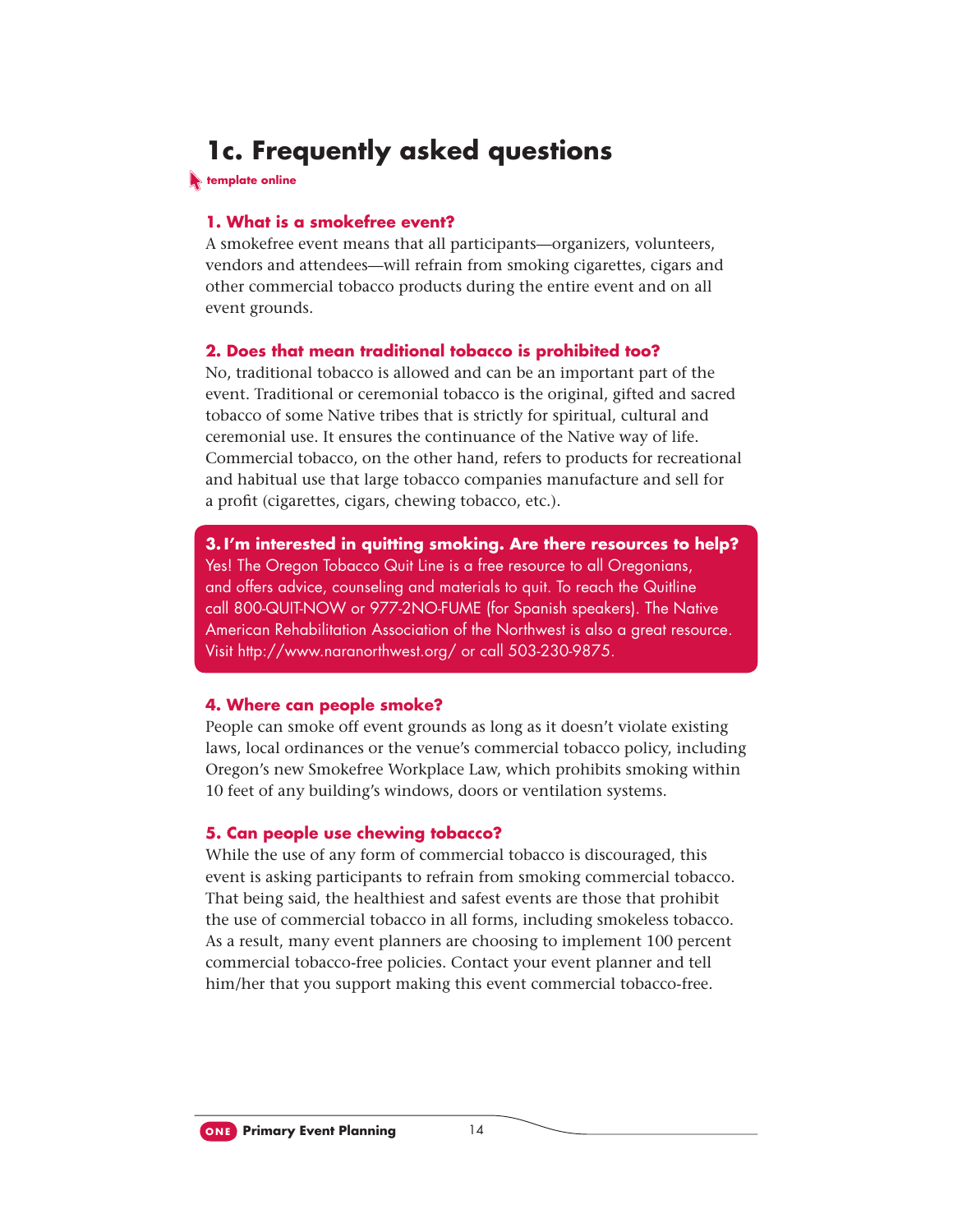## 1c. Frequently asked questions

template online

### 1. What is a smokefree event?

A smokefree event means that all participants—organizers, volunteers, vendors and attendees—will refrain from smoking cigarettes, cigars and other commercial tobacco products during the entire event and on all event grounds.

### 2. Does that mean traditional tobacco is prohibited too?

No, traditional tobacco is allowed and can be an important part of the event. Traditional or ceremonial tobacco is the original, gifted and sacred tobacco of some Native tribes that is strictly for spiritual, cultural and ceremonial use. It ensures the continuance of the Native way of life. Commercial tobacco, on the other hand, refers to products for recreational and habitual use that large tobacco companies manufacture and sell for a profit (cigarettes, cigars, chewing tobacco, etc.).

### 3. I'm interested in quitting smoking. Are there resources to help?

Yes! The Oregon Tobacco Quit Line is a free resource to all Oregonians, and offers advice, counseling and materials to quit. To reach the Quitline call 800-QUIT-NOW or 977-2NO-FUME (for Spanish speakers). The Native American Rehabilitation Association of the Northwest is also a great resource. Visit http://www.naranorthwest.org/ or call 503-230-9875.

### 4. Where can people smoke?

People can smoke off event grounds as long as it doesn't violate existing laws, local ordinances or the venue's commercial tobacco policy, including Oregon's new Smokefree Workplace Law, which prohibits smoking within 10 feet of any building's windows, doors or ventilation systems.

### 5. Can people use chewing tobacco?

While the use of any form of commercial tobacco is discouraged, this event is asking participants to refrain from smoking commercial tobacco. That being said, the healthiest and safest events are those that prohibit the use of commercial tobacco in all forms, including smokeless tobacco. As a result, many event planners are choosing to implement 100 percent commercial tobacco-free policies. Contact your event planner and tell him/her that you support making this event commercial tobacco-free.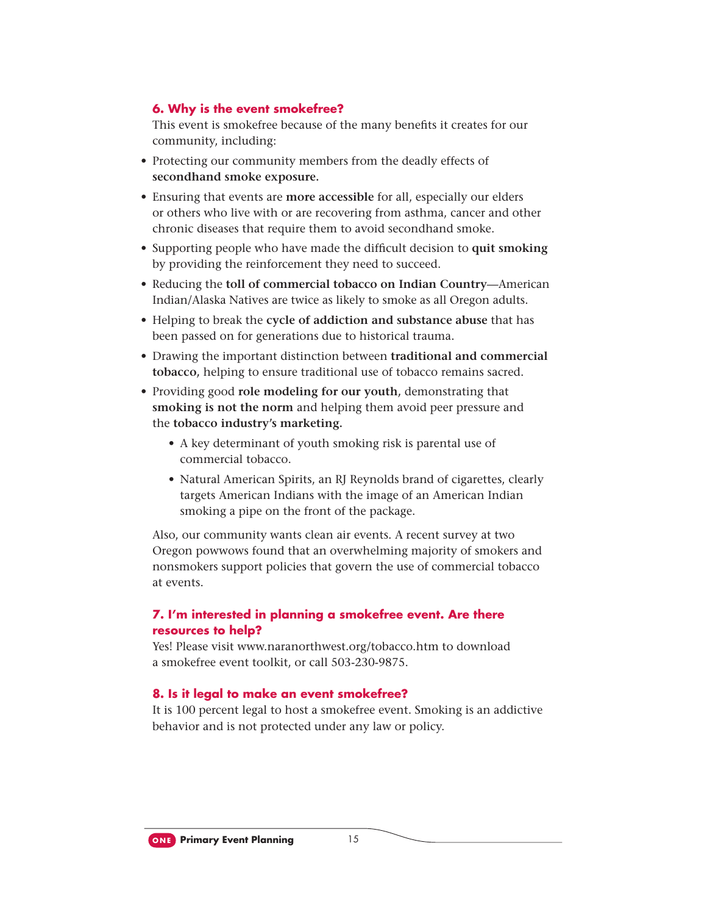### 6. Why is the event smokefree?

This event is smokefree because of the many benefits it creates for our community, including:

- Protecting our community members from the deadly effects of **secondhand smoke exposure.**
- Ensuring that events are **more accessible** for all, especially our elders or others who live with or are recovering from asthma, cancer and other chronic diseases that require them to avoid secondhand smoke.
- Supporting people who have made the difficult decision to **quit smoking** by providing the reinforcement they need to succeed.
- Reducing the **toll of commercial tobacco on Indian Country**—American Indian/Alaska Natives are twice as likely to smoke as all Oregon adults.
- Helping to break the **cycle of addiction and substance abuse** that has been passed on for generations due to historical trauma.
- Drawing the important distinction between **traditional and commercial tobacco,** helping to ensure traditional use of tobacco remains sacred.
- Providing good **role modeling for our youth,** demonstrating that **smoking is not the norm** and helping them avoid peer pressure and the **tobacco industry's marketing.**
  - A key determinant of youth smoking risk is parental use of commercial tobacco.
  - Natural American Spirits, an RJ Reynolds brand of cigarettes, clearly targets American Indians with the image of an American Indian smoking a pipe on the front of the package.

Also, our community wants clean air events. A recent survey at two Oregon powwows found that an overwhelming majority of smokers and nonsmokers support policies that govern the use of commercial tobacco at events.

### 7. I'm interested in planning a smokefree event. Are there resources to help?

Yes! Please visit www.naranorthwest.org/tobacco.htm to download a smokefree event toolkit, or call 503-230-9875.

### 8. Is it legal to make an event smokefree?

It is 100 percent legal to host a smokefree event. Smoking is an addictive behavior and is not protected under any law or policy.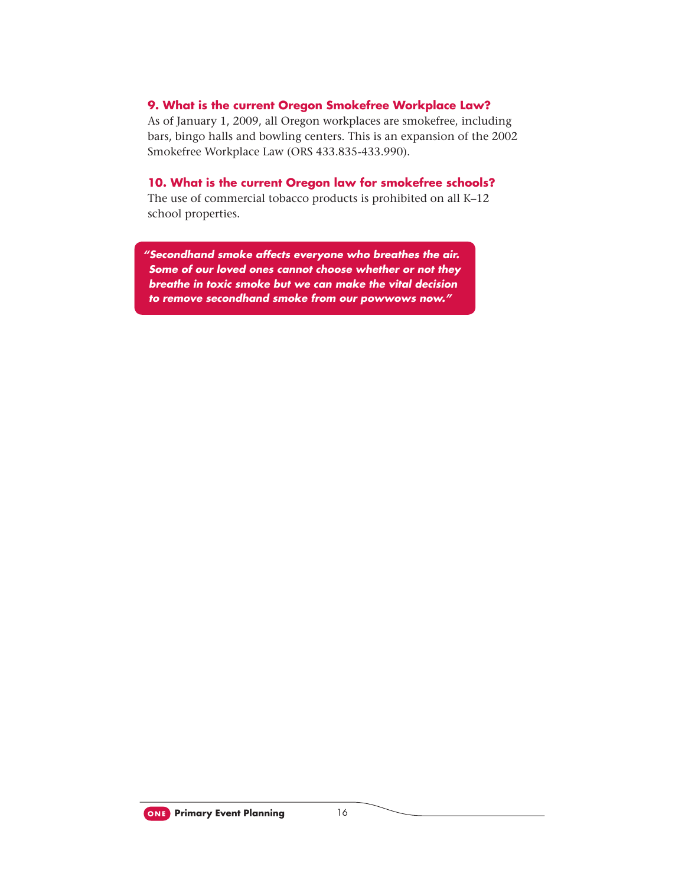### 9. What is the current Oregon Smokefree Workplace Law?

As of January 1, 2009, all Oregon workplaces are smokefree, including bars, bingo halls and bowling centers. This is an expansion of the 2002 Smokefree Workplace Law (ORS 433.835-433.990).

### 10. What is the current Oregon law for smokefree schools?

The use of commercial tobacco products is prohibited on all K–12 school properties.

> ***"Secondhand smoke affects everyone who breathes the air. Some of our loved ones cannot choose whether or not they breathe in toxic smoke but we can make the vital decision to remove secondhand smoke from our powwows now."***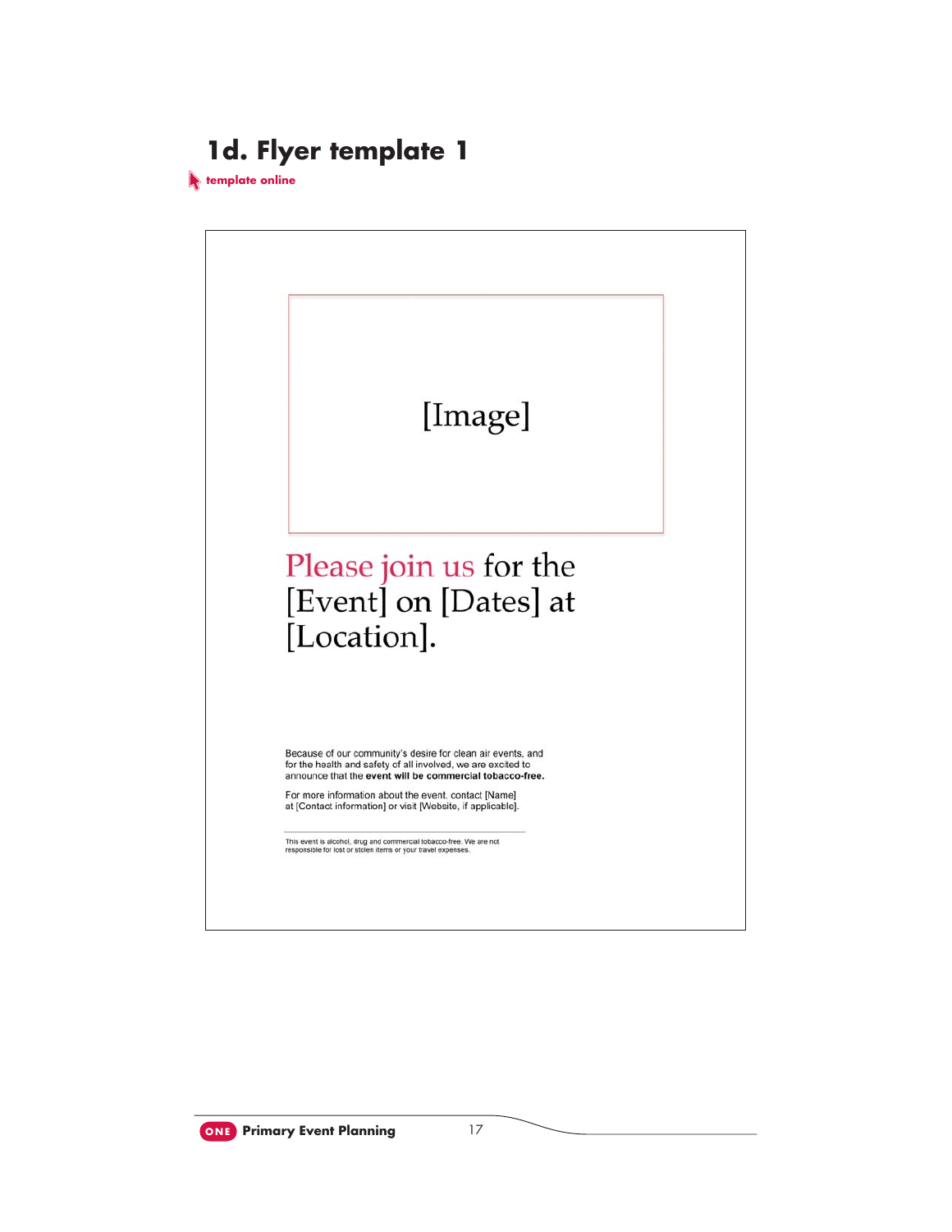## 1d. Flyer template 1

template online

[Image]

Please join us for the [Event] on [Dates] at [Location].

Because of our community's desire for clean air events, and for the health and safety of all involved, we are excited to announce that the **event will be commercial tobacco-free.**

For more information about the event, contact [Name] at [Contact information] or visit [Website, if applicable].

---

This event is alcohol, drug and commercial tobacco-free. We are not responsible for lost or stolen items or your travel expenses.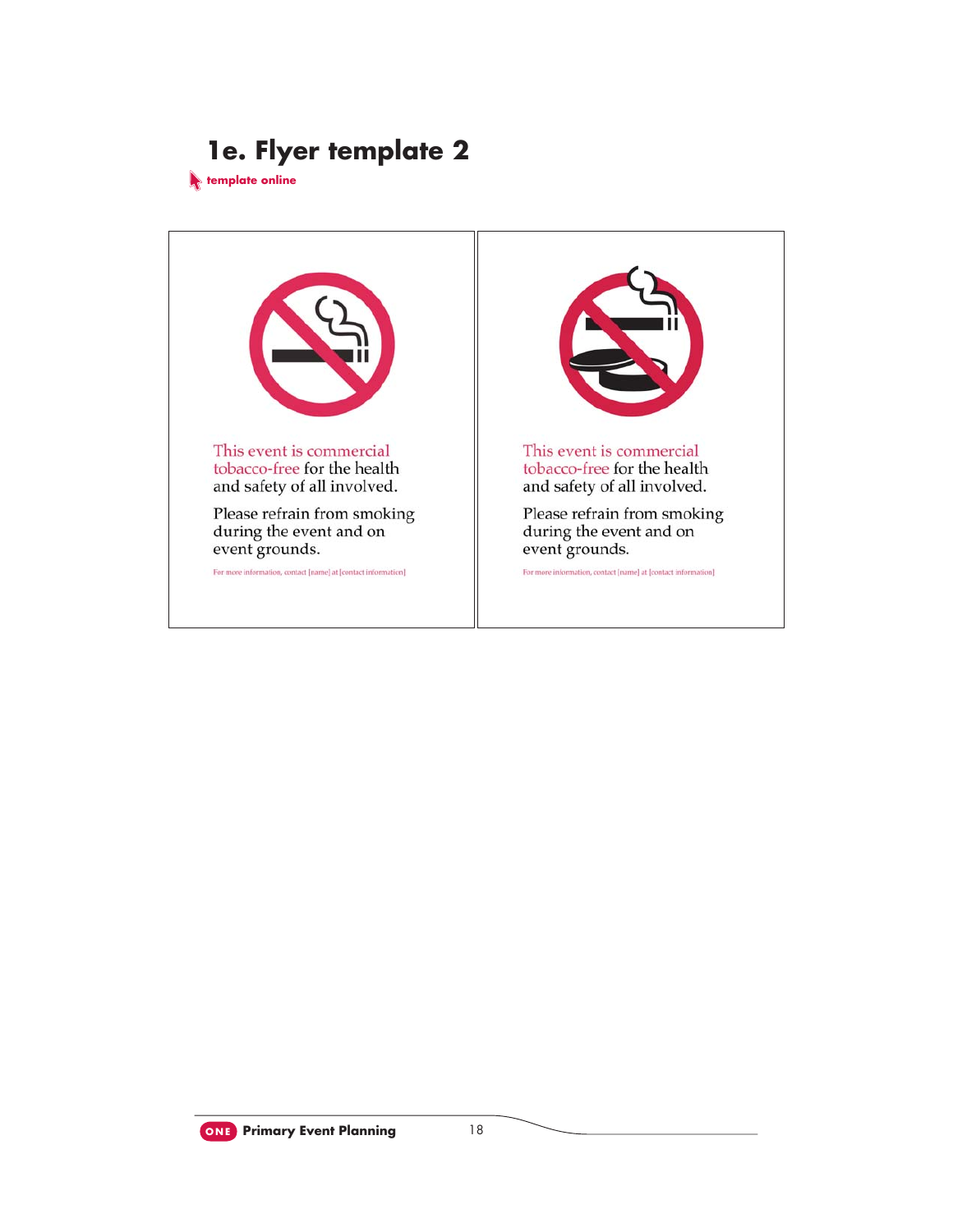## 1e. Flyer template 2

template online

This event is commercial tobacco-free for the health and safety of all involved.

Please refrain from smoking during the event and on event grounds.

For more information, contact [name] at [contact information]

This event is commercial tobacco-free for the health and safety of all involved.

Please refrain from smoking during the event and on event grounds.

For more information, contact [name] at [contact information]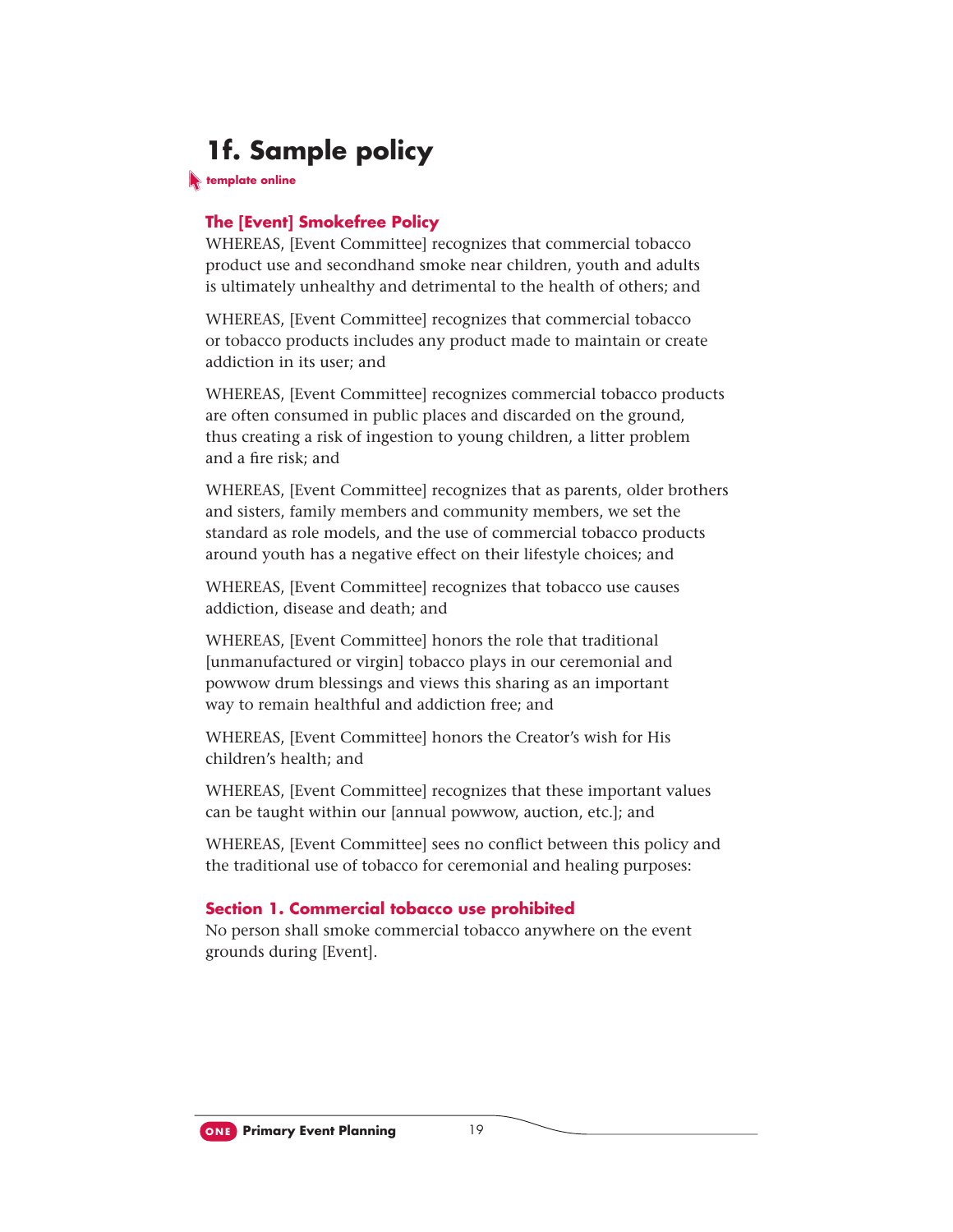## 1f. Sample policy

**template online**

### The [Event] Smokefree Policy

WHEREAS, [Event Committee] recognizes that commercial tobacco product use and secondhand smoke near children, youth and adults is ultimately unhealthy and detrimental to the health of others; and

WHEREAS, [Event Committee] recognizes that commercial tobacco or tobacco products includes any product made to maintain or create addiction in its user; and

WHEREAS, [Event Committee] recognizes commercial tobacco products are often consumed in public places and discarded on the ground, thus creating a risk of ingestion to young children, a litter problem and a fire risk; and

WHEREAS, [Event Committee] recognizes that as parents, older brothers and sisters, family members and community members, we set the standard as role models, and the use of commercial tobacco products around youth has a negative effect on their lifestyle choices; and

WHEREAS, [Event Committee] recognizes that tobacco use causes addiction, disease and death; and

WHEREAS, [Event Committee] honors the role that traditional [unmanufactured or virgin] tobacco plays in our ceremonial and powwow drum blessings and views this sharing as an important way to remain healthful and addiction free; and

WHEREAS, [Event Committee] honors the Creator's wish for His children's health; and

WHEREAS, [Event Committee] recognizes that these important values can be taught within our [annual powwow, auction, etc.]; and

WHEREAS, [Event Committee] sees no conflict between this policy and the traditional use of tobacco for ceremonial and healing purposes:

### Section 1. Commercial tobacco use prohibited

No person shall smoke commercial tobacco anywhere on the event grounds during [Event].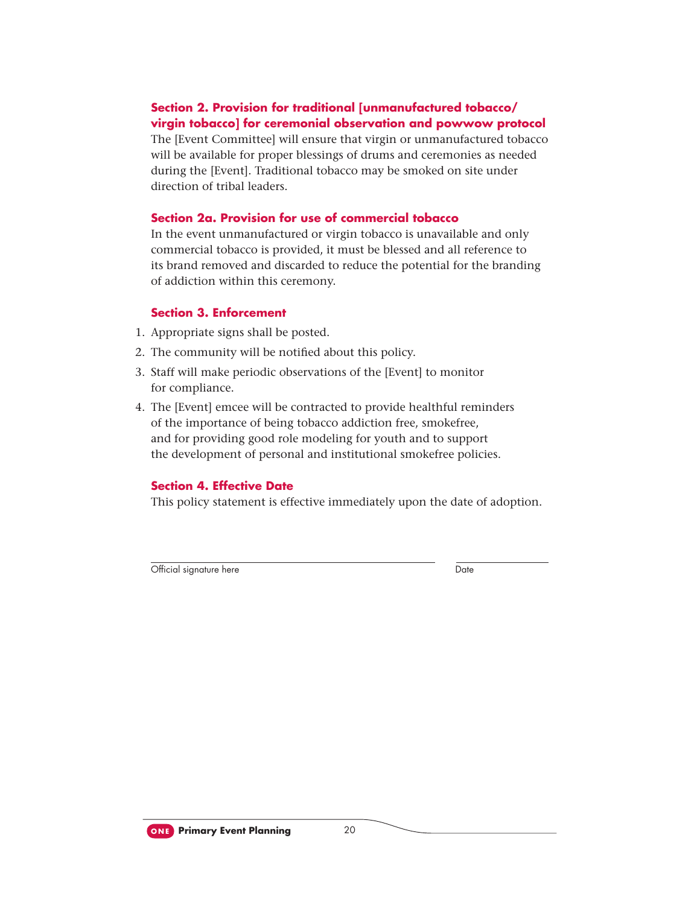### Section 2. Provision for traditional [unmanufactured tobacco/ virgin tobacco] for ceremonial observation and powwow protocol

The [Event Committee] will ensure that virgin or unmanufactured tobacco will be available for proper blessings of drums and ceremonies as needed during the [Event]. Traditional tobacco may be smoked on site under direction of tribal leaders.

### Section 2a. Provision for use of commercial tobacco

In the event unmanufactured or virgin tobacco is unavailable and only commercial tobacco is provided, it must be blessed and all reference to its brand removed and discarded to reduce the potential for the branding of addiction within this ceremony.

### Section 3. Enforcement

1. Appropriate signs shall be posted.
2. The community will be notified about this policy.
3. Staff will make periodic observations of the [Event] to monitor for compliance.
4. The [Event] emcee will be contracted to provide healthful reminders of the importance of being tobacco addiction free, smokefree, and for providing good role modeling for youth and to support the development of personal and institutional smokefree policies.

### Section 4. Effective Date

This policy statement is effective immediately upon the date of adoption.

\_\_\_\_\_\_\_\_\_\_\_\_\_\_\_\_\_\_\_\_\_\_\_\_\_\_\_\_\_\_\_\_\_\_\_\_ \_\_\_\_\_\_\_\_\_\_\_\_\_\_

Official signature here Date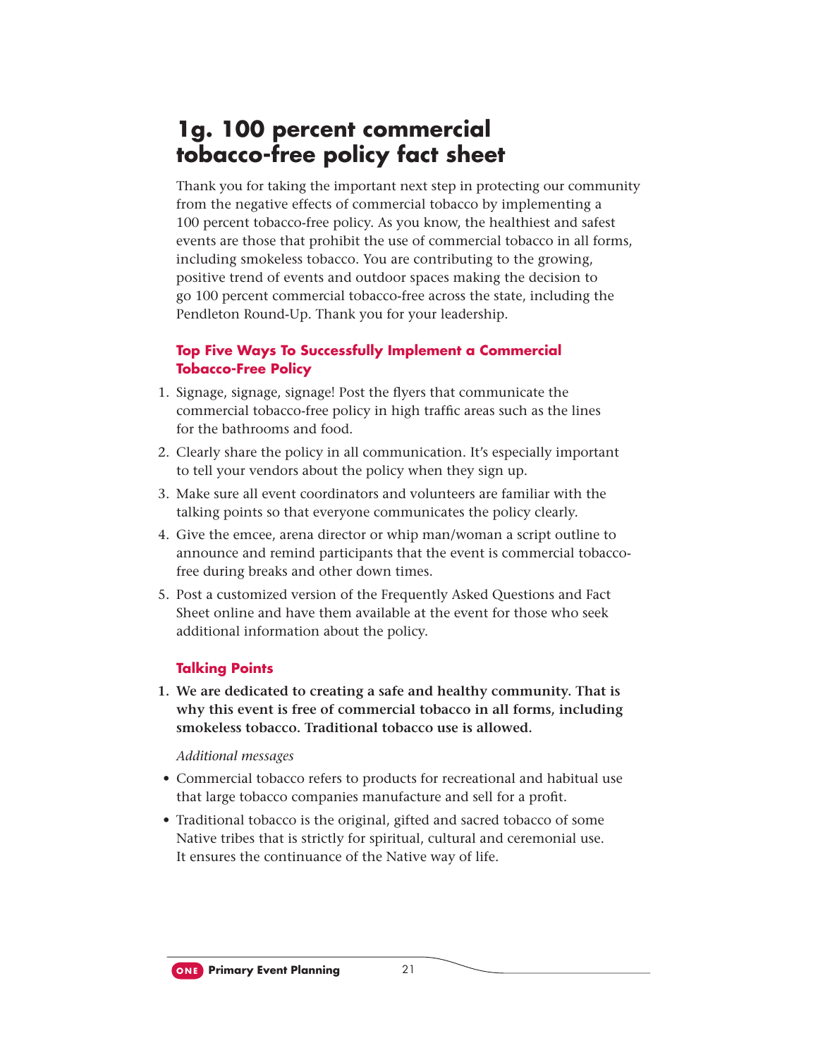# 1g. 100 percent commercial tobacco-free policy fact sheet

Thank you for taking the important next step in protecting our community from the negative effects of commercial tobacco by implementing a 100 percent tobacco-free policy. As you know, the healthiest and safest events are those that prohibit the use of commercial tobacco in all forms, including smokeless tobacco. You are contributing to the growing, positive trend of events and outdoor spaces making the decision to go 100 percent commercial tobacco-free across the state, including the Pendleton Round-Up. Thank you for your leadership.

### Top Five Ways To Successfully Implement a Commercial Tobacco-Free Policy

1. Signage, signage, signage! Post the flyers that communicate the commercial tobacco-free policy in high traffic areas such as the lines for the bathrooms and food.
2. Clearly share the policy in all communication. It's especially important to tell your vendors about the policy when they sign up.
3. Make sure all event coordinators and volunteers are familiar with the talking points so that everyone communicates the policy clearly.
4. Give the emcee, arena director or whip man/woman a script outline to announce and remind participants that the event is commercial tobacco-free during breaks and other down times.
5. Post a customized version of the Frequently Asked Questions and Fact Sheet online and have them available at the event for those who seek additional information about the policy.

### Talking Points

1. **We are dedicated to creating a safe and healthy community. That is why this event is free of commercial tobacco in all forms, including smokeless tobacco. Traditional tobacco use is allowed.**

   *Additional messages*

   - Commercial tobacco refers to products for recreational and habitual use that large tobacco companies manufacture and sell for a profit.
   - Traditional tobacco is the original, gifted and sacred tobacco of some Native tribes that is strictly for spiritual, cultural and ceremonial use. It ensures the continuance of the Native way of life.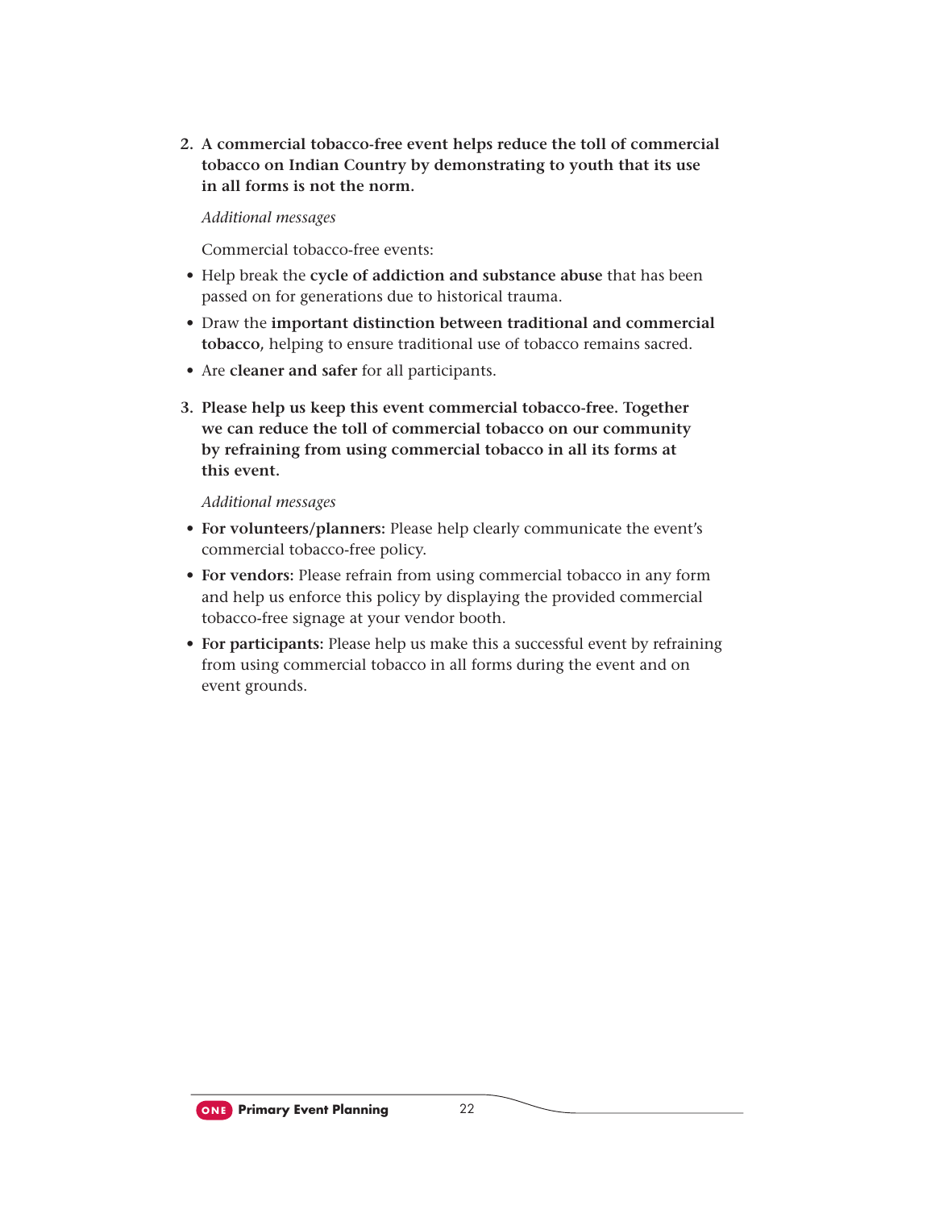2. **A commercial tobacco-free event helps reduce the toll of commercial tobacco on Indian Country by demonstrating to youth that its use in all forms is not the norm.**

   *Additional messages*

   Commercial tobacco-free events:

   - Help break the **cycle of addiction and substance abuse** that has been passed on for generations due to historical trauma.
   - Draw the **important distinction between traditional and commercial tobacco,** helping to ensure traditional use of tobacco remains sacred.
   - Are **cleaner and safer** for all participants.

3. **Please help us keep this event commercial tobacco-free. Together we can reduce the toll of commercial tobacco on our community by refraining from using commercial tobacco in all its forms at this event.**

   *Additional messages*

   - **For volunteers/planners:** Please help clearly communicate the event's commercial tobacco-free policy.
   - **For vendors:** Please refrain from using commercial tobacco in any form and help us enforce this policy by displaying the provided commercial tobacco-free signage at your vendor booth.
   - **For participants:** Please help us make this a successful event by refraining from using commercial tobacco in all forms during the event and on event grounds.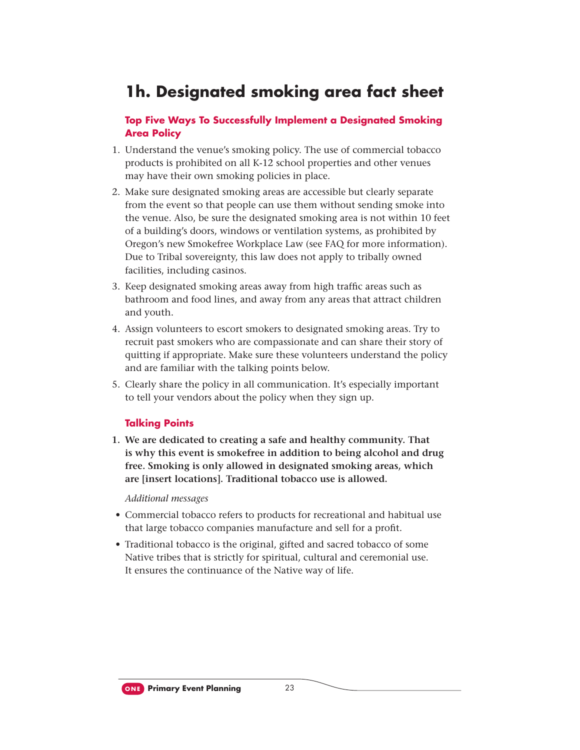# 1h. Designated smoking area fact sheet

## Top Five Ways To Successfully Implement a Designated Smoking Area Policy

1. Understand the venue's smoking policy. The use of commercial tobacco products is prohibited on all K-12 school properties and other venues may have their own smoking policies in place.
2. Make sure designated smoking areas are accessible but clearly separate from the event so that people can use them without sending smoke into the venue. Also, be sure the designated smoking area is not within 10 feet of a building's doors, windows or ventilation systems, as prohibited by Oregon's new Smokefree Workplace Law (see FAQ for more information). Due to Tribal sovereignty, this law does not apply to tribally owned facilities, including casinos.
3. Keep designated smoking areas away from high traffic areas such as bathroom and food lines, and away from any areas that attract children and youth.
4. Assign volunteers to escort smokers to designated smoking areas. Try to recruit past smokers who are compassionate and can share their story of quitting if appropriate. Make sure these volunteers understand the policy and are familiar with the talking points below.
5. Clearly share the policy in all communication. It's especially important to tell your vendors about the policy when they sign up.

## Talking Points

1. **We are dedicated to creating a safe and healthy community. That is why this event is smokefree in addition to being alcohol and drug free. Smoking is only allowed in designated smoking areas, which are [insert locations]. Traditional tobacco use is allowed.**

   *Additional messages*

- Commercial tobacco refers to products for recreational and habitual use that large tobacco companies manufacture and sell for a profit.
- Traditional tobacco is the original, gifted and sacred tobacco of some Native tribes that is strictly for spiritual, cultural and ceremonial use. It ensures the continuance of the Native way of life.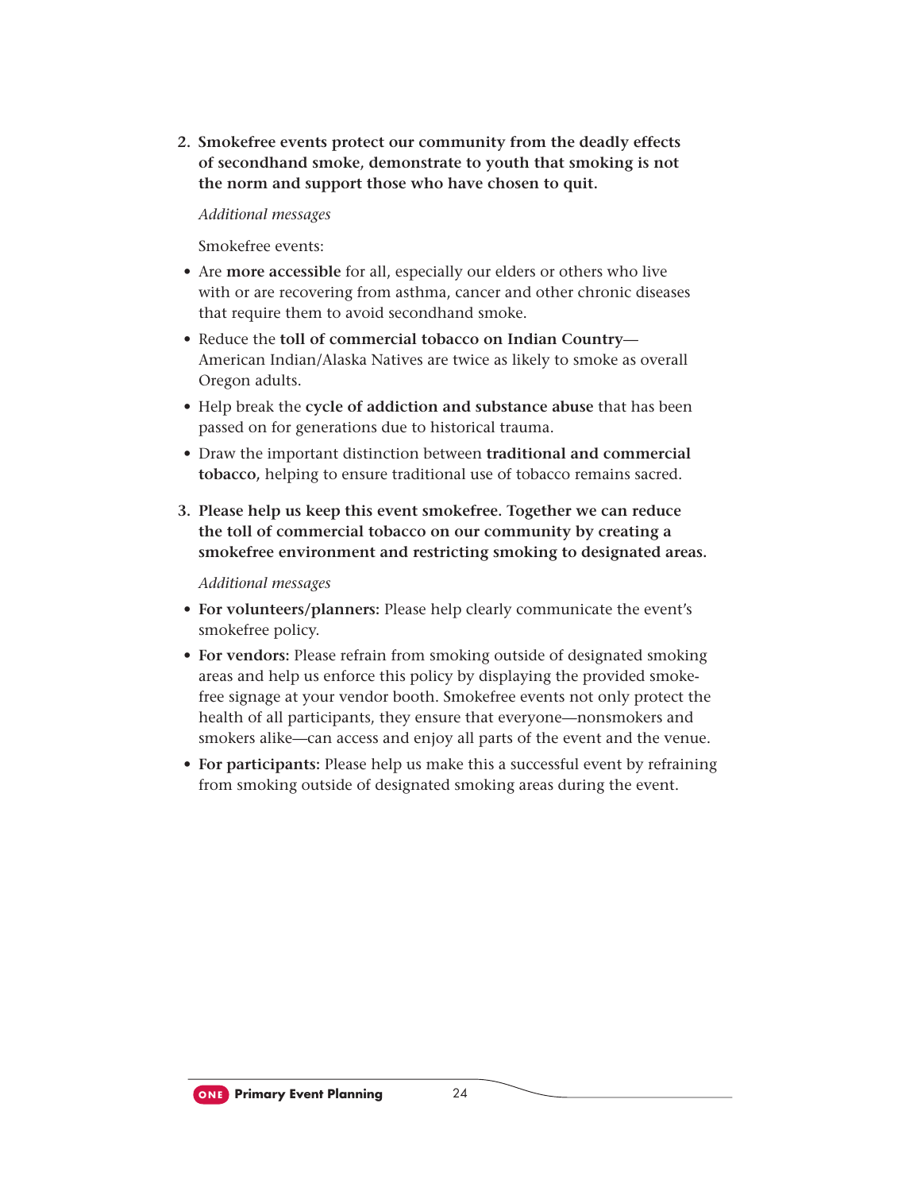2. **Smokefree events protect our community from the deadly effects of secondhand smoke, demonstrate to youth that smoking is not the norm and support those who have chosen to quit.**

   *Additional messages*

   Smokefree events:

- Are **more accessible** for all, especially our elders or others who live with or are recovering from asthma, cancer and other chronic diseases that require them to avoid secondhand smoke.
- Reduce the **toll of commercial tobacco on Indian Country**—American Indian/Alaska Natives are twice as likely to smoke as overall Oregon adults.
- Help break the **cycle of addiction and substance abuse** that has been passed on for generations due to historical trauma.
- Draw the important distinction between **traditional and commercial tobacco,** helping to ensure traditional use of tobacco remains sacred.

3. **Please help us keep this event smokefree. Together we can reduce the toll of commercial tobacco on our community by creating a smokefree environment and restricting smoking to designated areas.**

   *Additional messages*

- **For volunteers/planners:** Please help clearly communicate the event's smokefree policy.
- **For vendors:** Please refrain from smoking outside of designated smoking areas and help us enforce this policy by displaying the provided smoke-free signage at your vendor booth. Smokefree events not only protect the health of all participants, they ensure that everyone—nonsmokers and smokers alike—can access and enjoy all parts of the event and the venue.
- **For participants:** Please help us make this a successful event by refraining from smoking outside of designated smoking areas during the event.